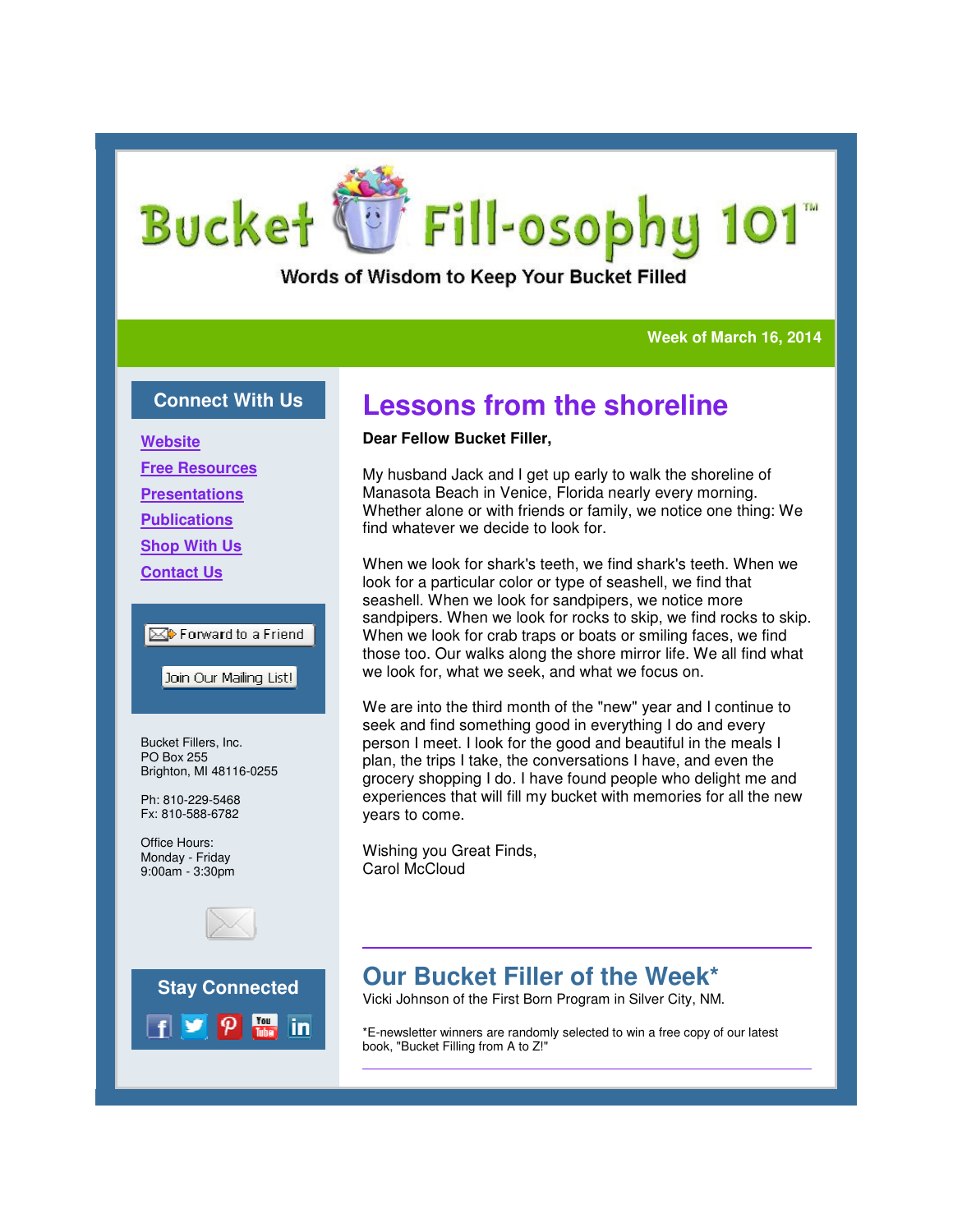# Bucket Fill-osophy 101™

Words of Wisdom to Keep Your Bucket Filled

**Week of March 16, 2014**

## Lessons from the shoreline

**Dear Fellow Bucket Filler,**

My husband Jack and I get up early to walk the shoreline of Manasota Beach in Venice, Florida nearly every morning. Whether alone or with friends or family, we notice one thing: We find whatever we decide to look for.

When we look for shark's teeth, we find shark's teeth. When we look for a particular color or type of seashell, we find that seashell. When we look for sandpipers, we notice more sandpipers. When we look for rocks to skip, we find rocks to skip. When we look for crab traps or boats or smiling faces, we find those too. Our walks along the shore mirror life. We all find what we look for, what we seek, and what we focus on.

We are into the third month of the "new" year and I continue to seek and find something good in everything I do and every person I meet. I look for the good and beautiful in the meals I plan, the trips I take, the conversations I have, and even the grocery shopping I do. I have found people who delight me and experiences that will fill my bucket with memories for all the new years to come.

Wishing you Great Finds,
Carol McCloud

---

## Our Bucket Filler of the Week*

Vicki Johnson of the First Born Program in Silver City, NM.

*E-newsletter winners are randomly selected to win a free copy of our latest book, "Bucket Filling from A to Z!"

---

### Connect With Us

- Website
- Free Resources
- Presentations
- Publications
- Shop With Us
- Contact Us

Forward to a Friend

Join Our Mailing List!

Bucket Fillers, Inc.
PO Box 255
Brighton, MI 48116-0255

Ph: 810-229-5468
Fx: 810-588-6782

Office Hours:
Monday - Friday
9:00am - 3:30pm

### Stay Connected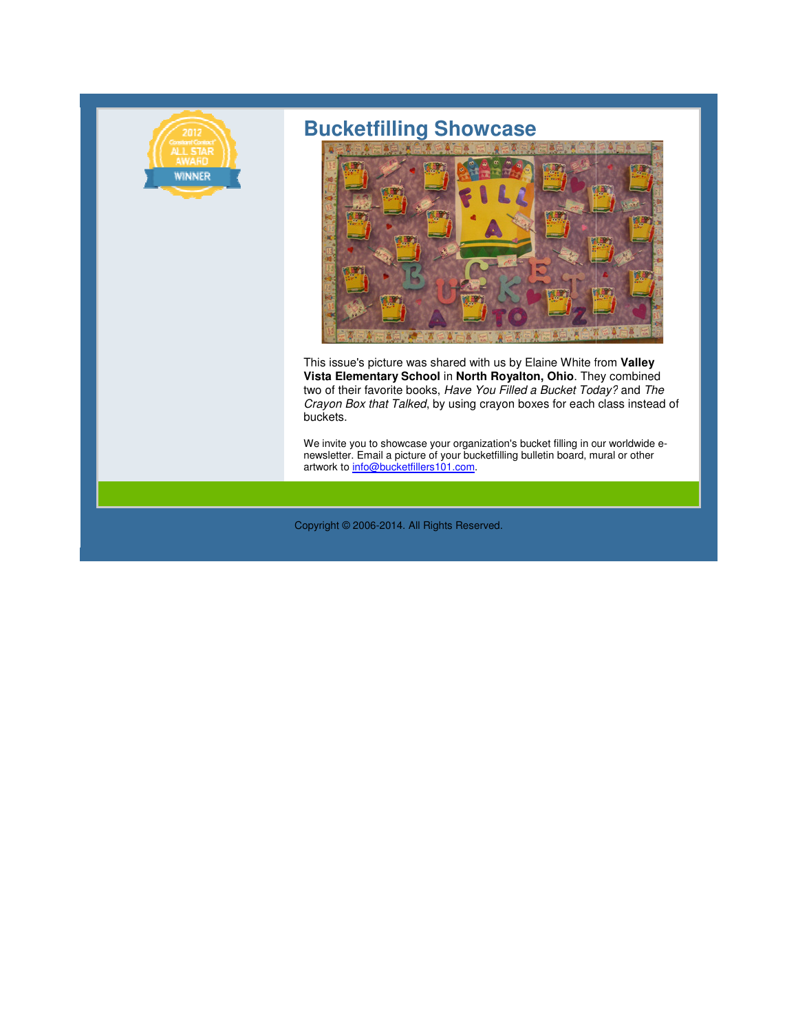## Bucketfilling Showcase

This issue's picture was shared with us by Elaine White from **Valley Vista Elementary School** in **North Royalton, Ohio**. They combined two of their favorite books, *Have You Filled a Bucket Today?* and *The Crayon Box that Talked*, by using crayon boxes for each class instead of buckets.

We invite you to showcase your organization's bucket filling in our worldwide e-newsletter. Email a picture of your bucketfilling bulletin board, mural or other artwork to info@bucketfillers101.com.

Copyright © 2006-2014. All Rights Reserved.